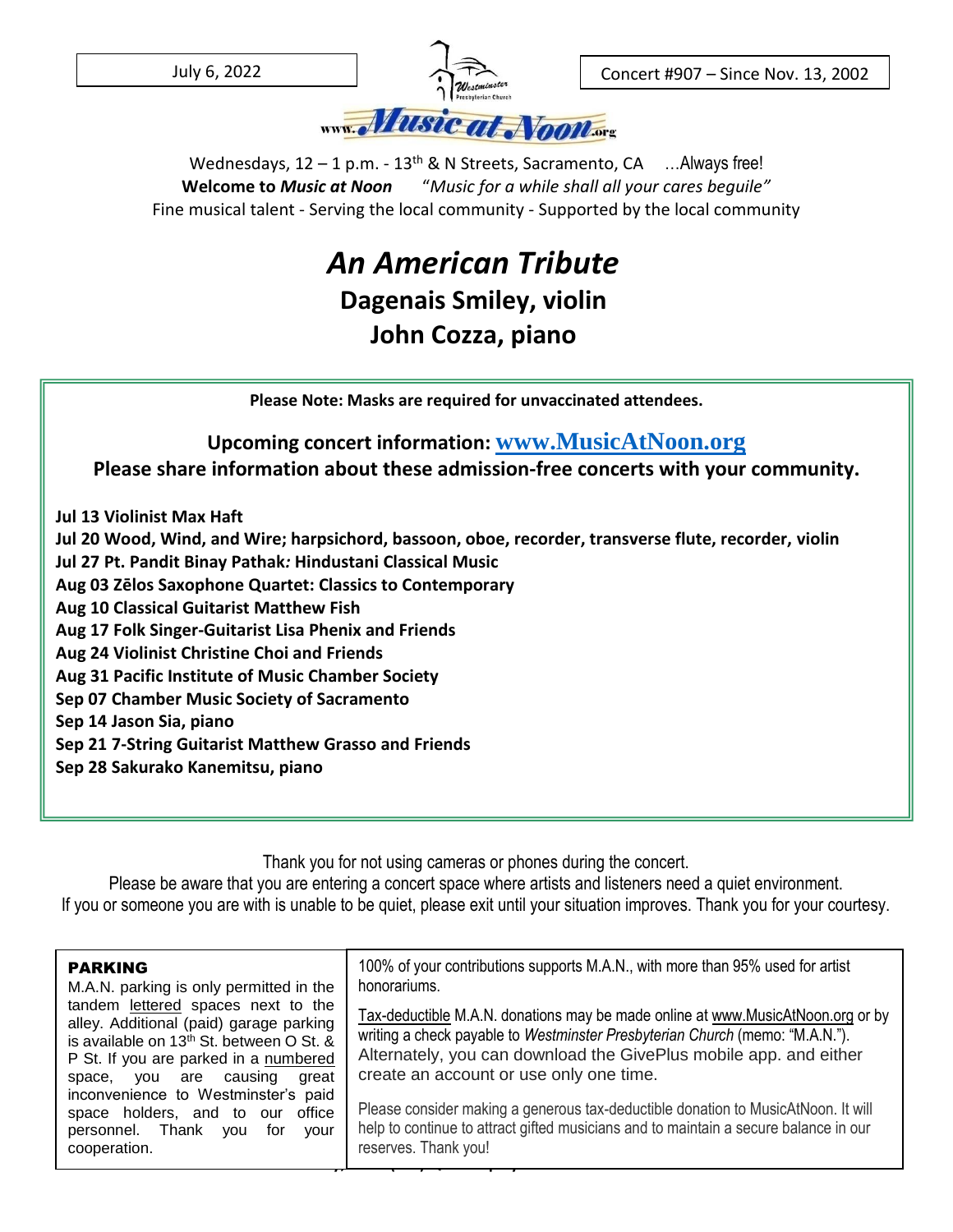July 6, 2022

Concert #907 – Since Nov. 13, 2002

www.Music at Noon.org

Wednesdays, 12 – 1 p.m. - 13th & N Streets, Sacramento, CA ...Always free!

**Welcome to *Music at Noon*** "*Music for a while shall all your cares beguile"*

Fine musical talent - Serving the local community - Supported by the local community

# *An American Tribute*

## Dagenais Smiley, violin

## John Cozza, piano

**Please Note: Masks are required for unvaccinated attendees.**

**Upcoming concert information: www.MusicAtNoon.org**

**Please share information about these admission-free concerts with your community.**

**Jul 13 Violinist Max Haft**
**Jul 20 Wood, Wind, and Wire; harpsichord, bassoon, oboe, recorder, transverse flute, recorder, violin**
**Jul 27 Pt. Pandit Binay Pathak*:* Hindustani Classical Music**
**Aug 03 Zēlos Saxophone Quartet: Classics to Contemporary**
**Aug 10 Classical Guitarist Matthew Fish**
**Aug 17 Folk Singer-Guitarist Lisa Phenix and Friends**
**Aug 24 Violinist Christine Choi and Friends**
**Aug 31 Pacific Institute of Music Chamber Society**
**Sep 07 Chamber Music Society of Sacramento**
**Sep 14 Jason Sia, piano**
**Sep 21 7-String Guitarist Matthew Grasso and Friends**
**Sep 28 Sakurako Kanemitsu, piano**

Thank you for not using cameras or phones during the concert.
Please be aware that you are entering a concert space where artists and listeners need a quiet environment.
If you or someone you are with is unable to be quiet, please exit until your situation improves. Thank you for your courtesy.

**PARKING**

M.A.N. parking is only permitted in the tandem lettered spaces next to the alley. Additional (paid) garage parking is available on 13th St. between O St. & P St. If you are parked in a numbered space, you are causing great inconvenience to Westminster's paid space holders, and to our office personnel. Thank you for your cooperation.

100% of your contributions supports M.A.N., with more than 95% used for artist honorariums.

Tax-deductible M.A.N. donations may be made online at www.MusicAtNoon.org or by writing a check payable to *Westminster Presbyterian Church* (memo: "M.A.N."). Alternately, you can download the GivePlus mobile app. and either create an account or use only one time.

Please consider making a generous tax-deductible donation to MusicAtNoon. It will help to continue to attract gifted musicians and to maintain a secure balance in our reserves. Thank you!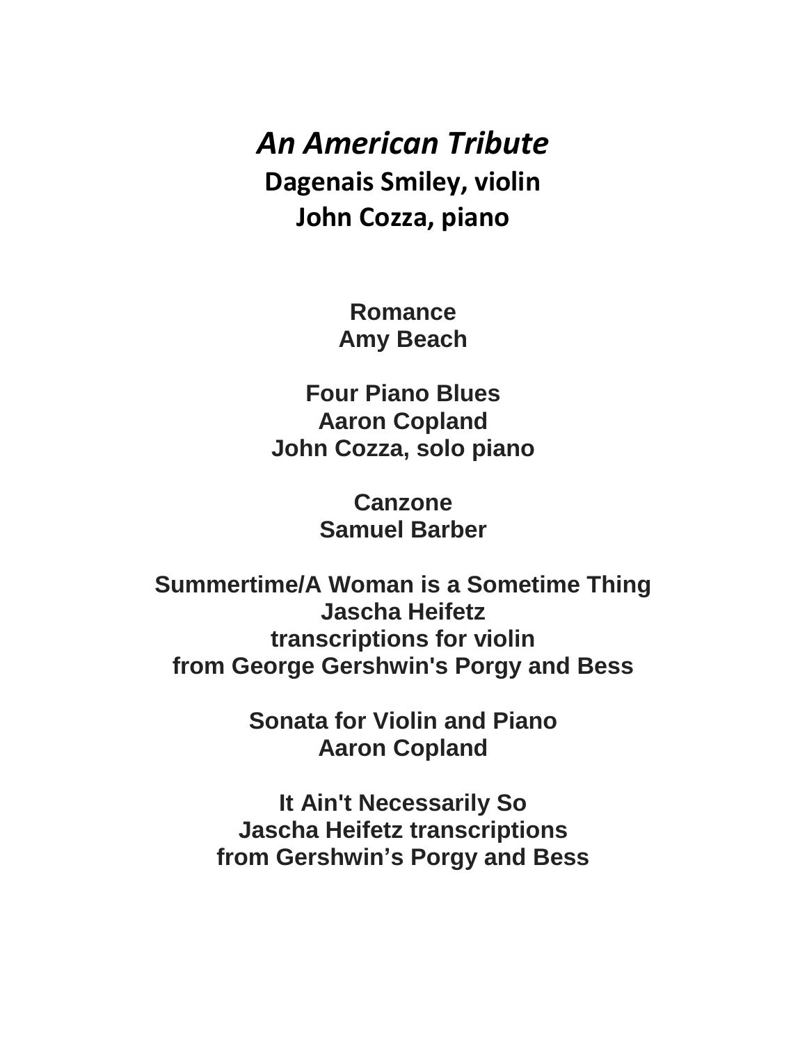# *An American Tribute*

**Dagenais Smiley, violin**
**John Cozza, piano**

**Romance**
**Amy Beach**

**Four Piano Blues**
**Aaron Copland**
**John Cozza, solo piano**

**Canzone**
**Samuel Barber**

**Summertime/A Woman is a Sometime Thing**
**Jascha Heifetz**
**transcriptions for violin**
**from George Gershwin's Porgy and Bess**

**Sonata for Violin and Piano**
**Aaron Copland**

**It Ain't Necessarily So**
**Jascha Heifetz transcriptions**
**from Gershwin's Porgy and Bess**